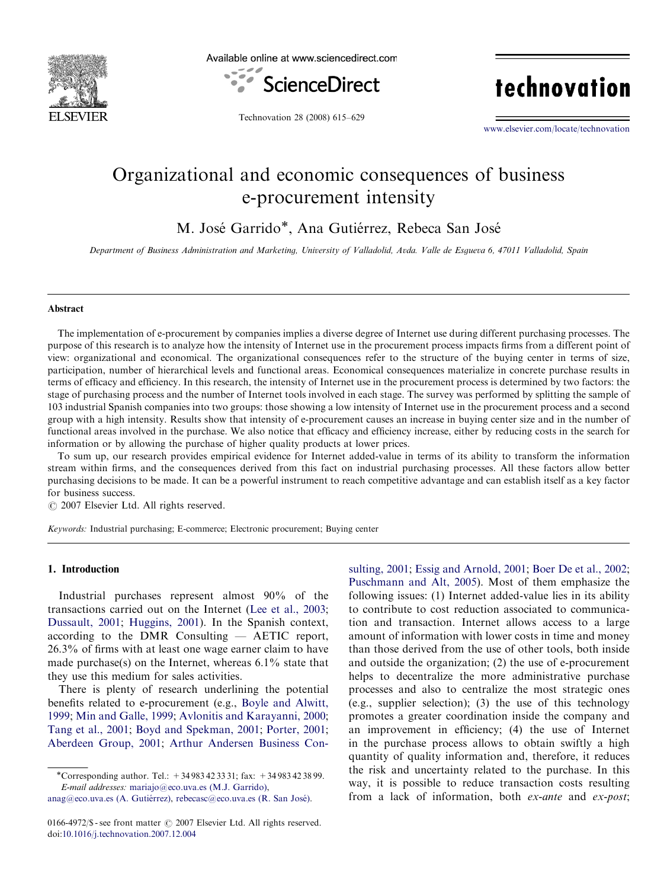# Organizational and economic consequences of business e-procurement intensity

M. José Garrido*, Ana Gutiérrez, Rebeca San José

*Department of Business Administration and Marketing, University of Valladolid, Avda. Valle de Esgueva 6, 47011 Valladolid, Spain*

## Abstract

The implementation of e-procurement by companies implies a diverse degree of Internet use during different purchasing processes. The purpose of this research is to analyze how the intensity of Internet use in the procurement process impacts firms from a different point of view: organizational and economical. The organizational consequences refer to the structure of the buying center in terms of size, participation, number of hierarchical levels and functional areas. Economical consequences materialize in concrete purchase results in terms of efficacy and efficiency. In this research, the intensity of Internet use in the procurement process is determined by two factors: the stage of purchasing process and the number of Internet tools involved in each stage. The survey was performed by splitting the sample of 103 industrial Spanish companies into two groups: those showing a low intensity of Internet use in the procurement process and a second group with a high intensity. Results show that intensity of e-procurement causes an increase in buying center size and in the number of functional areas involved in the purchase. We also notice that efficacy and efficiency increase, either by reducing costs in the search for information or by allowing the purchase of higher quality products at lower prices.

To sum up, our research provides empirical evidence for Internet added-value in terms of its ability to transform the information stream within firms, and the consequences derived from this fact on industrial purchasing processes. All these factors allow better purchasing decisions to be made. It can be a powerful instrument to reach competitive advantage and can establish itself as a key factor for business success.

© 2007 Elsevier Ltd. All rights reserved.

*Keywords:* Industrial purchasing; E-commerce; Electronic procurement; Buying center

## 1. Introduction

Industrial purchases represent almost 90% of the transactions carried out on the Internet (Lee et al., 2003; Dussault, 2001; Huggins, 2001). In the Spanish context, according to the DMR Consulting — AETIC report, 26.3% of firms with at least one wage earner claim to have made purchase(s) on the Internet, whereas 6.1% state that they use this medium for sales activities.

There is plenty of research underlining the potential benefits related to e-procurement (e.g., Boyle and Alwitt, 1999; Min and Galle, 1999; Avlonitis and Karayanni, 2000; Tang et al., 2001; Boyd and Spekman, 2001; Porter, 2001; Aberdeen Group, 2001; Arthur Andersen Business Consulting, 2001; Essig and Arnold, 2001; Boer De et al., 2002; Puschmann and Alt, 2005). Most of them emphasize the following issues: (1) Internet added-value lies in its ability to contribute to cost reduction associated to communication and transaction. Internet allows access to a large amount of information with lower costs in time and money than those derived from the use of other tools, both inside and outside the organization; (2) the use of e-procurement helps to decentralize the more administrative purchase processes and also to centralize the most strategic ones (e.g., supplier selection); (3) the use of this technology promotes a greater coordination inside the company and an improvement in efficiency; (4) the use of Internet in the purchase process allows to obtain swiftly a high quantity of quality information and, therefore, it reduces the risk and uncertainty related to the purchase. In this way, it is possible to reduce transaction costs resulting from a lack of information, both *ex-ante* and *ex-post*;

*Corresponding author. Tel.: +34 983 42 33 31; fax: +34 983 42 38 99.
*E-mail addresses:* mariajo@eco.uva.es (M.J. Garrido), anag@eco.uva.es (A. Gutiérrez), rebecasc@eco.uva.es (R. San José).

0166-4972/$ - see front matter © 2007 Elsevier Ltd. All rights reserved.
doi:10.1016/j.technovation.2007.12.004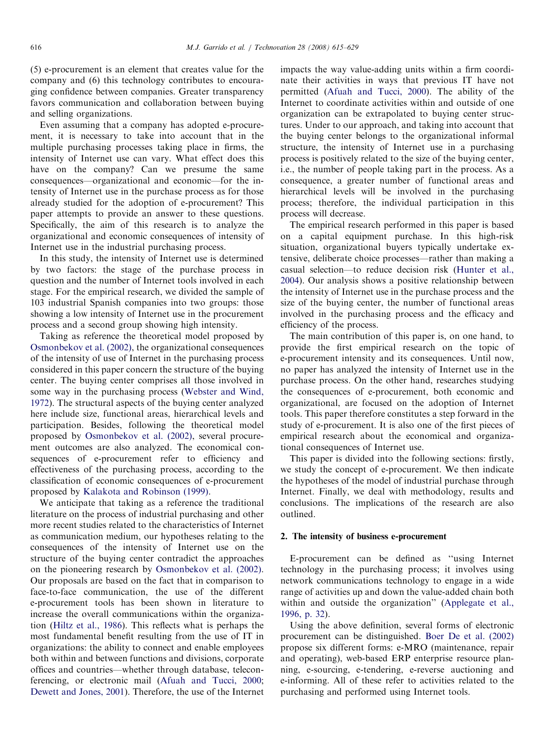(5) e-procurement is an element that creates value for the company and (6) this technology contributes to encouraging confidence between companies. Greater transparency favors communication and collaboration between buying and selling organizations.

Even assuming that a company has adopted e-procurement, it is necessary to take into account that in the multiple purchasing processes taking place in firms, the intensity of Internet use can vary. What effect does this have on the company? Can we presume the same consequences—organizational and economic—for the intensity of Internet use in the purchase process as for those already studied for the adoption of e-procurement? This paper attempts to provide an answer to these questions. Specifically, the aim of this research is to analyze the organizational and economic consequences of intensity of Internet use in the industrial purchasing process.

In this study, the intensity of Internet use is determined by two factors: the stage of the purchase process in question and the number of Internet tools involved in each stage. For the empirical research, we divided the sample of 103 industrial Spanish companies into two groups: those showing a low intensity of Internet use in the procurement process and a second group showing high intensity.

Taking as reference the theoretical model proposed by Osmonbekov et al. (2002), the organizational consequences of the intensity of use of Internet in the purchasing process considered in this paper concern the structure of the buying center. The buying center comprises all those involved in some way in the purchasing process (Webster and Wind, 1972). The structural aspects of the buying center analyzed here include size, functional areas, hierarchical levels and participation. Besides, following the theoretical model proposed by Osmonbekov et al. (2002), several procurement outcomes are also analyzed. The economical consequences of e-procurement refer to efficiency and effectiveness of the purchasing process, according to the classification of economic consequences of e-procurement proposed by Kalakota and Robinson (1999).

We anticipate that taking as a reference the traditional literature on the process of industrial purchasing and other more recent studies related to the characteristics of Internet as communication medium, our hypotheses relating to the consequences of the intensity of Internet use on the structure of the buying center contradict the approaches on the pioneering research by Osmonbekov et al. (2002). Our proposals are based on the fact that in comparison to face-to-face communication, the use of the different e-procurement tools has been shown in literature to increase the overall communications within the organization (Hiltz et al., 1986). This reflects what is perhaps the most fundamental benefit resulting from the use of IT in organizations: the ability to connect and enable employees both within and between functions and divisions, corporate offices and countries—whether through database, teleconferencing, or electronic mail (Afuah and Tucci, 2000; Dewett and Jones, 2001). Therefore, the use of the Internet impacts the way value-adding units within a firm coordinate their activities in ways that previous IT have not permitted (Afuah and Tucci, 2000). The ability of the Internet to coordinate activities within and outside of one organization can be extrapolated to buying center structures. Under to our approach, and taking into account that the buying center belongs to the organizational informal structure, the intensity of Internet use in a purchasing process is positively related to the size of the buying center, i.e., the number of people taking part in the process. As a consequence, a greater number of functional areas and hierarchical levels will be involved in the purchasing process; therefore, the individual participation in this process will decrease.

The empirical research performed in this paper is based on a capital equipment purchase. In this high-risk situation, organizational buyers typically undertake extensive, deliberate choice processes—rather than making a casual selection—to reduce decision risk (Hunter et al., 2004). Our analysis shows a positive relationship between the intensity of Internet use in the purchase process and the size of the buying center, the number of functional areas involved in the purchasing process and the efficacy and efficiency of the process.

The main contribution of this paper is, on one hand, to provide the first empirical research on the topic of e-procurement intensity and its consequences. Until now, no paper has analyzed the intensity of Internet use in the purchase process. On the other hand, researches studying the consequences of e-procurement, both economic and organizational, are focused on the adoption of Internet tools. This paper therefore constitutes a step forward in the study of e-procurement. It is also one of the first pieces of empirical research about the economical and organizational consequences of Internet use.

This paper is divided into the following sections: firstly, we study the concept of e-procurement. We then indicate the hypotheses of the model of industrial purchase through Internet. Finally, we deal with methodology, results and conclusions. The implications of the research are also outlined.

## 2. The intensity of business e-procurement

E-procurement can be defined as "using Internet technology in the purchasing process; it involves using network communications technology to engage in a wide range of activities up and down the value-added chain both within and outside the organization" (Applegate et al., 1996, p. 32).

Using the above definition, several forms of electronic procurement can be distinguished. Boer De et al. (2002) propose six different forms: e-MRO (maintenance, repair and operating), web-based ERP enterprise resource planning, e-sourcing, e-tendering, e-reverse auctioning and e-informing. All of these refer to activities related to the purchasing and performed using Internet tools.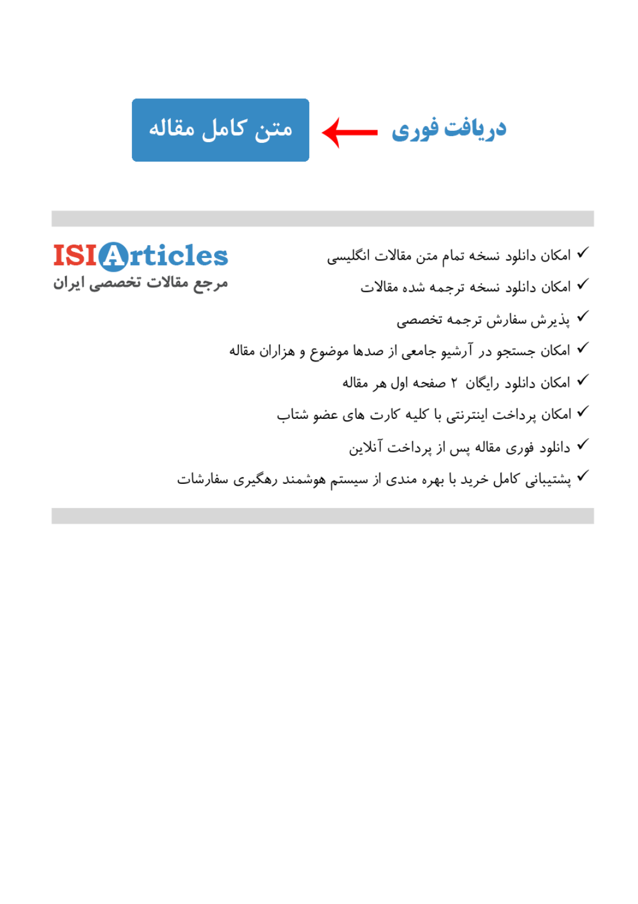دریافت فوری ← **متن کامل مقاله**

**ISIArticles**
مرجع مقالات تخصصی ایران

- ✓ امکان دانلود نسخه تمام متن مقالات انگلیسی
- ✓ امکان دانلود نسخه ترجمه شده مقالات
- ✓ پذیرش سفارش ترجمه تخصصی
- ✓ امکان جستجو در آرشیو جامعی از صدها موضوع و هزاران مقاله
- ✓ امکان دانلود رایگان ۲ صفحه اول هر مقاله
- ✓ امکان پرداخت اینترنتی با کلیه کارت های عضو شتاب
- ✓ دانلود فوری مقاله پس از پرداخت آنلاین
- ✓ پشتیبانی کامل خرید با بهره مندی از سیستم هوشمند رهگیری سفارشات